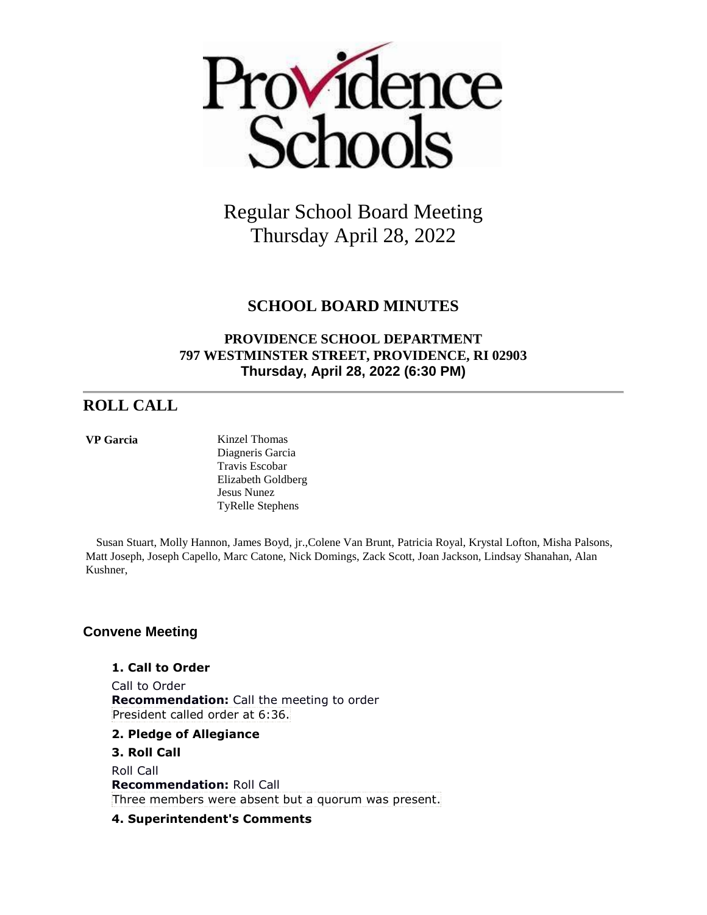Providence Schools

# Regular School Board Meeting
Thursday April 28, 2022

## SCHOOL BOARD MINUTES

**PROVIDENCE SCHOOL DEPARTMENT**
**797 WESTMINSTER STREET, PROVIDENCE, RI 02903**
**Thursday, April 28, 2022 (6:30 PM)**

---

## ROLL CALL

| **VP Garcia** | Kinzel Thomas<br>Diagneris Garcia<br>Travis Escobar<br>Elizabeth Goldberg<br>Jesus Nunez<br>TyRelle Stephens |
|---|---|

Susan Stuart, Molly Hannon, James Boyd, jr.,Colene Van Brunt, Patricia Royal, Krystal Lofton, Misha Palsons, Matt Joseph, Joseph Capello, Marc Catone, Nick Domings, Zack Scott, Joan Jackson, Lindsay Shanahan, Alan Kushner,

### Convene Meeting

**1. Call to Order**

Call to Order
**Recommendation:** Call the meeting to order
President called order at 6:36.

**2. Pledge of Allegiance**

**3. Roll Call**

Roll Call
**Recommendation:** Roll Call
Three members were absent but a quorum was present.

**4. Superintendent's Comments**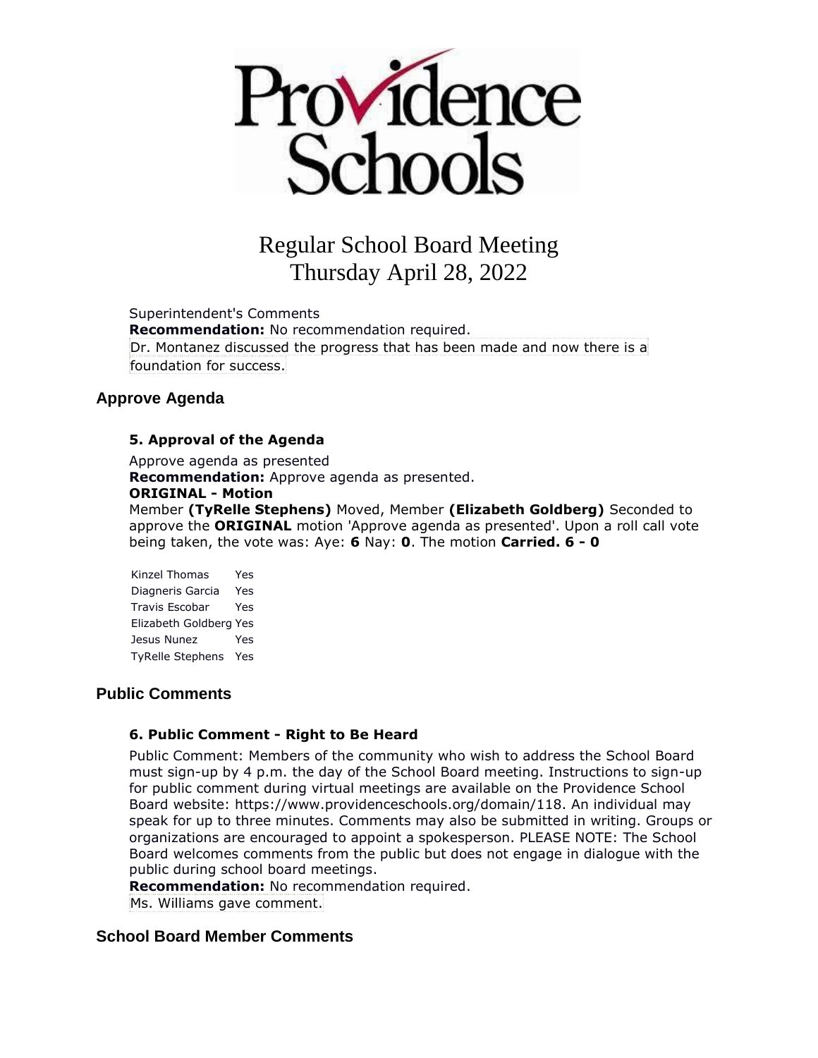# Providence Schools

## Regular School Board Meeting
## Thursday April 28, 2022

Superintendent's Comments
**Recommendation:** No recommendation required.
Dr. Montanez discussed the progress that has been made and now there is a foundation for success.

## Approve Agenda

### 5. Approval of the Agenda

Approve agenda as presented
**Recommendation:** Approve agenda as presented.
**ORIGINAL - Motion**
Member **(TyRelle Stephens)** Moved, Member **(Elizabeth Goldberg)** Seconded to approve the **ORIGINAL** motion 'Approve agenda as presented'. Upon a roll call vote being taken, the vote was: Aye: **6** Nay: **0**. The motion **Carried. 6 - 0**

| | |
|---|---|
| Kinzel Thomas | Yes |
| Diagneris Garcia | Yes |
| Travis Escobar | Yes |
| Elizabeth Goldberg | Yes |
| Jesus Nunez | Yes |
| TyRelle Stephens | Yes |

## Public Comments

### 6. Public Comment - Right to Be Heard

Public Comment: Members of the community who wish to address the School Board must sign-up by 4 p.m. the day of the School Board meeting. Instructions to sign-up for public comment during virtual meetings are available on the Providence School Board website: https://www.providenceschools.org/domain/118. An individual may speak for up to three minutes. Comments may also be submitted in writing. Groups or organizations are encouraged to appoint a spokesperson. PLEASE NOTE: The School Board welcomes comments from the public but does not engage in dialogue with the public during school board meetings.
**Recommendation:** No recommendation required.
Ms. Williams gave comment.

## School Board Member Comments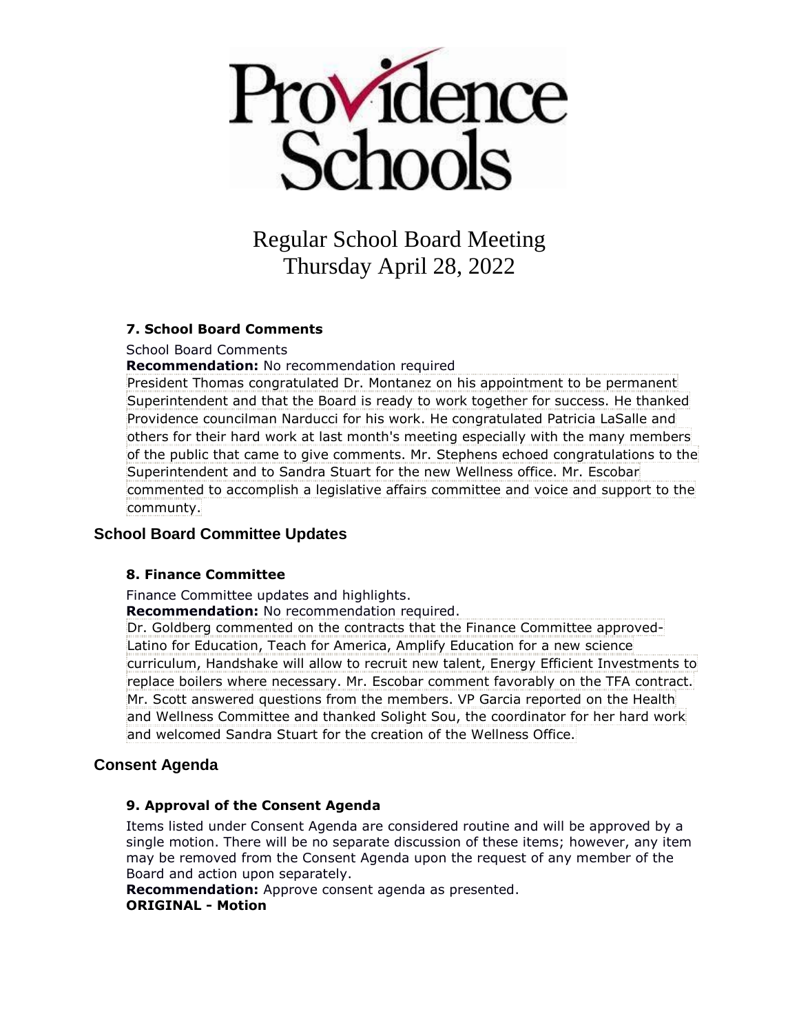Providence Schools

# Regular School Board Meeting
# Thursday April 28, 2022

### 7. School Board Comments

School Board Comments

**Recommendation:** No recommendation required

President Thomas congratulated Dr. Montanez on his appointment to be permanent Superintendent and that the Board is ready to work together for success. He thanked Providence councilman Narducci for his work. He congratulated Patricia LaSalle and others for their hard work at last month's meeting especially with the many members of the public that came to give comments. Mr. Stephens echoed congratulations to the Superintendent and to Sandra Stuart for the new Wellness office. Mr. Escobar commented to accomplish a legislative affairs committee and voice and support to the communty.

## School Board Committee Updates

### 8. Finance Committee

Finance Committee updates and highlights.

**Recommendation:** No recommendation required.

Dr. Goldberg commented on the contracts that the Finance Committee approved- Latino for Education, Teach for America, Amplify Education for a new science curriculum, Handshake will allow to recruit new talent, Energy Efficient Investments to replace boilers where necessary. Mr. Escobar comment favorably on the TFA contract. Mr. Scott answered questions from the members. VP Garcia reported on the Health and Wellness Committee and thanked Solight Sou, the coordinator for her hard work and welcomed Sandra Stuart for the creation of the Wellness Office.

## Consent Agenda

### 9. Approval of the Consent Agenda

Items listed under Consent Agenda are considered routine and will be approved by a single motion. There will be no separate discussion of these items; however, any item may be removed from the Consent Agenda upon the request of any member of the Board and action upon separately.

**Recommendation:** Approve consent agenda as presented.

**ORIGINAL - Motion**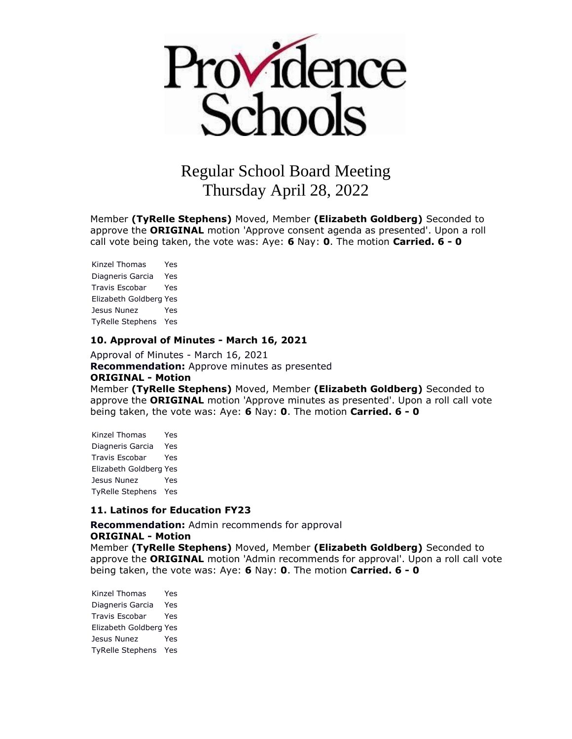Providence Schools

Regular School Board Meeting
Thursday April 28, 2022

Member **(TyRelle Stephens)** Moved, Member **(Elizabeth Goldberg)** Seconded to approve the **ORIGINAL** motion 'Approve consent agenda as presented'. Upon a roll call vote being taken, the vote was: Aye: **6** Nay: **0**. The motion **Carried. 6 - 0**

| | |
|---|---|
| Kinzel Thomas | Yes |
| Diagneris Garcia | Yes |
| Travis Escobar | Yes |
| Elizabeth Goldberg | Yes |
| Jesus Nunez | Yes |
| TyRelle Stephens | Yes |

### 10. Approval of Minutes - March 16, 2021

Approval of Minutes - March 16, 2021
**Recommendation:** Approve minutes as presented
**ORIGINAL - Motion**
Member **(TyRelle Stephens)** Moved, Member **(Elizabeth Goldberg)** Seconded to approve the **ORIGINAL** motion 'Approve minutes as presented'. Upon a roll call vote being taken, the vote was: Aye: **6** Nay: **0**. The motion **Carried. 6 - 0**

| | |
|---|---|
| Kinzel Thomas | Yes |
| Diagneris Garcia | Yes |
| Travis Escobar | Yes |
| Elizabeth Goldberg | Yes |
| Jesus Nunez | Yes |
| TyRelle Stephens | Yes |

### 11. Latinos for Education FY23

**Recommendation:** Admin recommends for approval
**ORIGINAL - Motion**
Member **(TyRelle Stephens)** Moved, Member **(Elizabeth Goldberg)** Seconded to approve the **ORIGINAL** motion 'Admin recommends for approval'. Upon a roll call vote being taken, the vote was: Aye: **6** Nay: **0**. The motion **Carried. 6 - 0**

| | |
|---|---|
| Kinzel Thomas | Yes |
| Diagneris Garcia | Yes |
| Travis Escobar | Yes |
| Elizabeth Goldberg | Yes |
| Jesus Nunez | Yes |
| TyRelle Stephens | Yes |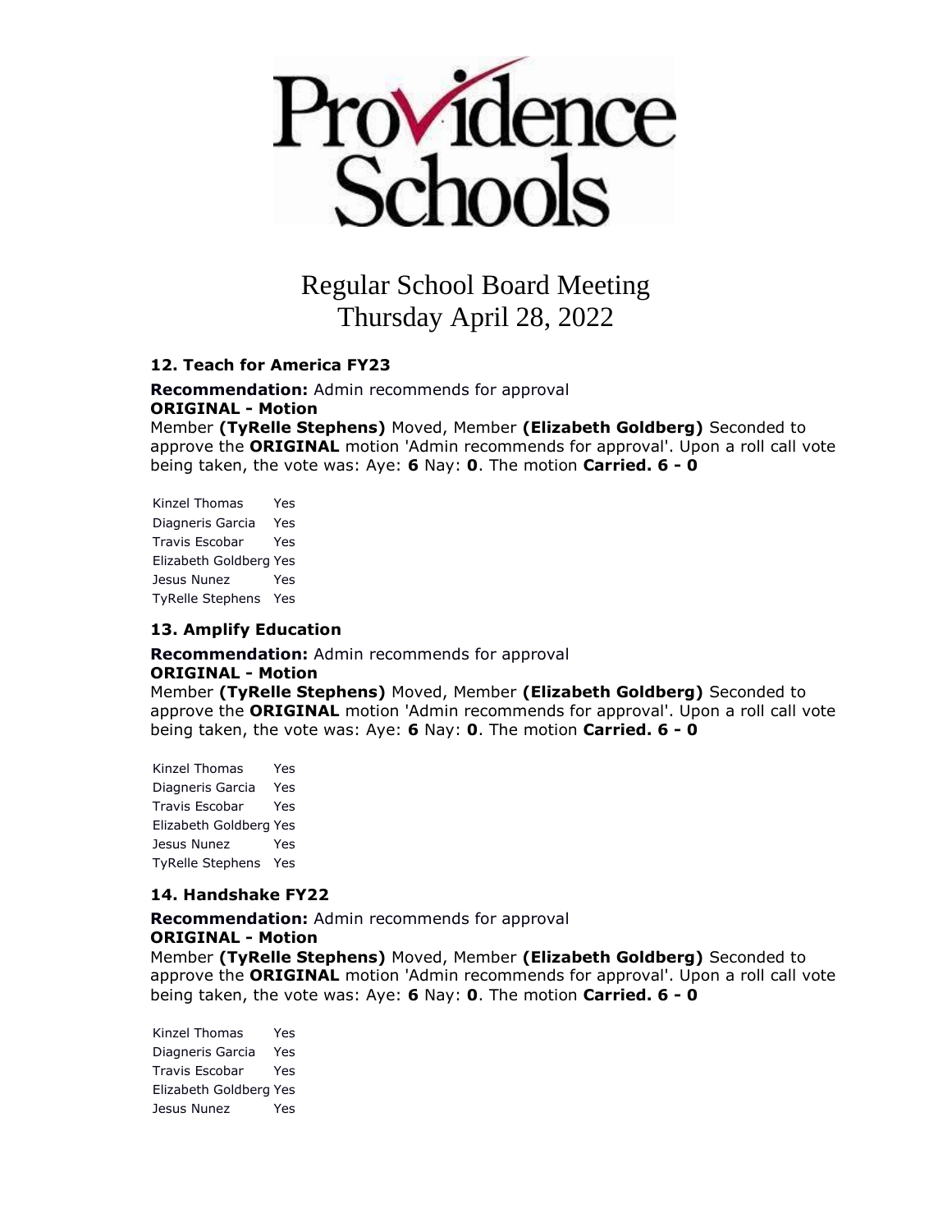Providence Schools

Regular School Board Meeting
Thursday April 28, 2022

### 12. Teach for America FY23

**Recommendation:** Admin recommends for approval
**ORIGINAL - Motion**
Member **(TyRelle Stephens)** Moved, Member **(Elizabeth Goldberg)** Seconded to approve the **ORIGINAL** motion 'Admin recommends for approval'. Upon a roll call vote being taken, the vote was: Aye: **6** Nay: **0**. The motion **Carried. 6 - 0**

| | |
|---|---|
| Kinzel Thomas | Yes |
| Diagneris Garcia | Yes |
| Travis Escobar | Yes |
| Elizabeth Goldberg | Yes |
| Jesus Nunez | Yes |
| TyRelle Stephens | Yes |

### 13. Amplify Education

**Recommendation:** Admin recommends for approval
**ORIGINAL - Motion**
Member **(TyRelle Stephens)** Moved, Member **(Elizabeth Goldberg)** Seconded to approve the **ORIGINAL** motion 'Admin recommends for approval'. Upon a roll call vote being taken, the vote was: Aye: **6** Nay: **0**. The motion **Carried. 6 - 0**

| | |
|---|---|
| Kinzel Thomas | Yes |
| Diagneris Garcia | Yes |
| Travis Escobar | Yes |
| Elizabeth Goldberg | Yes |
| Jesus Nunez | Yes |
| TyRelle Stephens | Yes |

### 14. Handshake FY22

**Recommendation:** Admin recommends for approval
**ORIGINAL - Motion**
Member **(TyRelle Stephens)** Moved, Member **(Elizabeth Goldberg)** Seconded to approve the **ORIGINAL** motion 'Admin recommends for approval'. Upon a roll call vote being taken, the vote was: Aye: **6** Nay: **0**. The motion **Carried. 6 - 0**

| | |
|---|---|
| Kinzel Thomas | Yes |
| Diagneris Garcia | Yes |
| Travis Escobar | Yes |
| Elizabeth Goldberg | Yes |
| Jesus Nunez | Yes |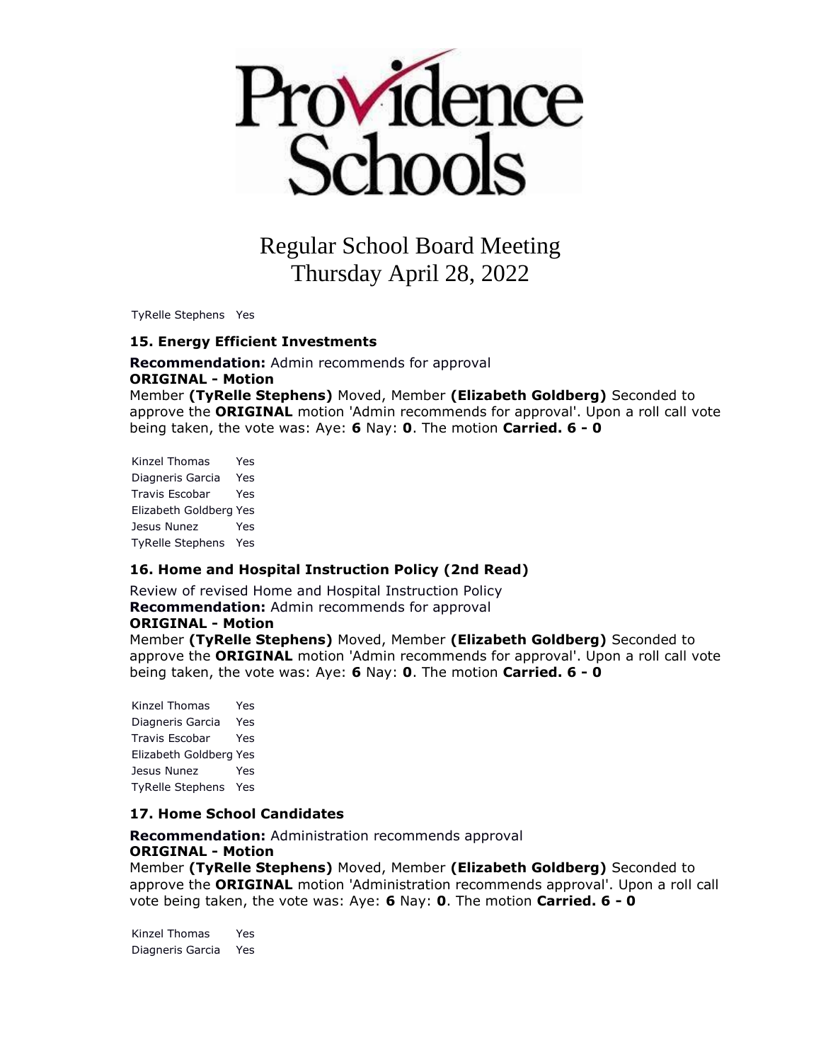# Regular School Board Meeting
Thursday April 28, 2022

| | |
|---|---|
| TyRelle Stephens | Yes |

### 15. Energy Efficient Investments

**Recommendation:** Admin recommends for approval
**ORIGINAL - Motion**
Member **(TyRelle Stephens)** Moved, Member **(Elizabeth Goldberg)** Seconded to approve the **ORIGINAL** motion 'Admin recommends for approval'. Upon a roll call vote being taken, the vote was: Aye: **6** Nay: **0**. The motion **Carried. 6 - 0**

| | |
|---|---|
| Kinzel Thomas | Yes |
| Diagneris Garcia | Yes |
| Travis Escobar | Yes |
| Elizabeth Goldberg | Yes |
| Jesus Nunez | Yes |
| TyRelle Stephens | Yes |

### 16. Home and Hospital Instruction Policy (2nd Read)

Review of revised Home and Hospital Instruction Policy
**Recommendation:** Admin recommends for approval
**ORIGINAL - Motion**
Member **(TyRelle Stephens)** Moved, Member **(Elizabeth Goldberg)** Seconded to approve the **ORIGINAL** motion 'Admin recommends for approval'. Upon a roll call vote being taken, the vote was: Aye: **6** Nay: **0**. The motion **Carried. 6 - 0**

| | |
|---|---|
| Kinzel Thomas | Yes |
| Diagneris Garcia | Yes |
| Travis Escobar | Yes |
| Elizabeth Goldberg | Yes |
| Jesus Nunez | Yes |
| TyRelle Stephens | Yes |

### 17. Home School Candidates

**Recommendation:** Administration recommends approval
**ORIGINAL - Motion**
Member **(TyRelle Stephens)** Moved, Member **(Elizabeth Goldberg)** Seconded to approve the **ORIGINAL** motion 'Administration recommends approval'. Upon a roll call vote being taken, the vote was: Aye: **6** Nay: **0**. The motion **Carried. 6 - 0**

| | |
|---|---|
| Kinzel Thomas | Yes |
| Diagneris Garcia | Yes |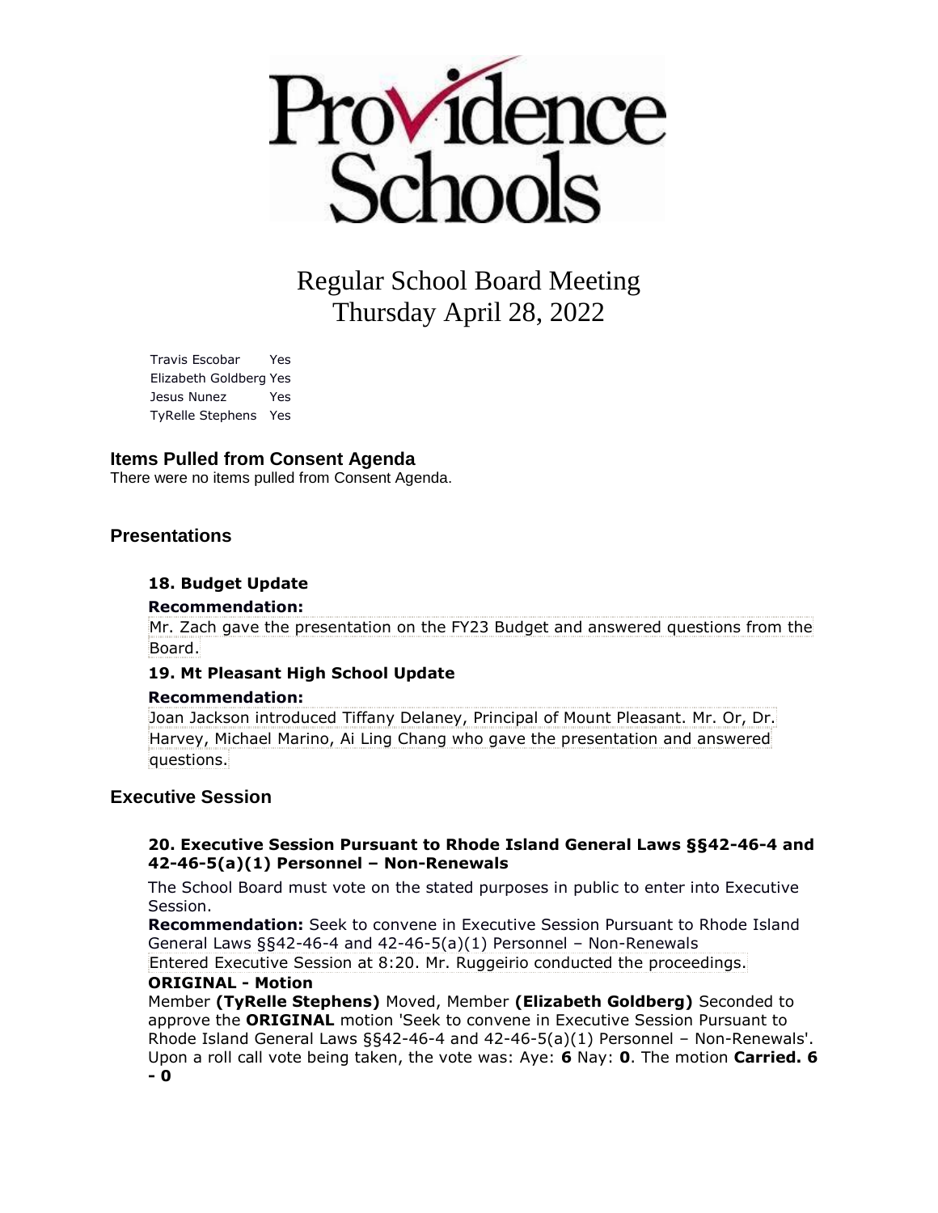# Regular School Board Meeting
Thursday April 28, 2022

| | |
|---|---|
| Travis Escobar | Yes |
| Elizabeth Goldberg | Yes |
| Jesus Nunez | Yes |
| TyRelle Stephens | Yes |

## Items Pulled from Consent Agenda

There were no items pulled from Consent Agenda.

## Presentations

### 18. Budget Update

**Recommendation:**

Mr. Zach gave the presentation on the FY23 Budget and answered questions from the Board.

### 19. Mt Pleasant High School Update

**Recommendation:**

Joan Jackson introduced Tiffany Delaney, Principal of Mount Pleasant. Mr. Or, Dr. Harvey, Michael Marino, Ai Ling Chang who gave the presentation and answered questions.

## Executive Session

### 20. Executive Session Pursuant to Rhode Island General Laws §§42-46-4 and 42-46-5(a)(1) Personnel – Non-Renewals

The School Board must vote on the stated purposes in public to enter into Executive Session.

**Recommendation:** Seek to convene in Executive Session Pursuant to Rhode Island General Laws §§42-46-4 and 42-46-5(a)(1) Personnel – Non-Renewals

Entered Executive Session at 8:20. Mr. Ruggeirio conducted the proceedings.

**ORIGINAL - Motion**

Member **(TyRelle Stephens)** Moved, Member **(Elizabeth Goldberg)** Seconded to approve the **ORIGINAL** motion 'Seek to convene in Executive Session Pursuant to Rhode Island General Laws §§42-46-4 and 42-46-5(a)(1) Personnel – Non-Renewals'. Upon a roll call vote being taken, the vote was: Aye: **6** Nay: **0**. The motion **Carried. 6 - 0**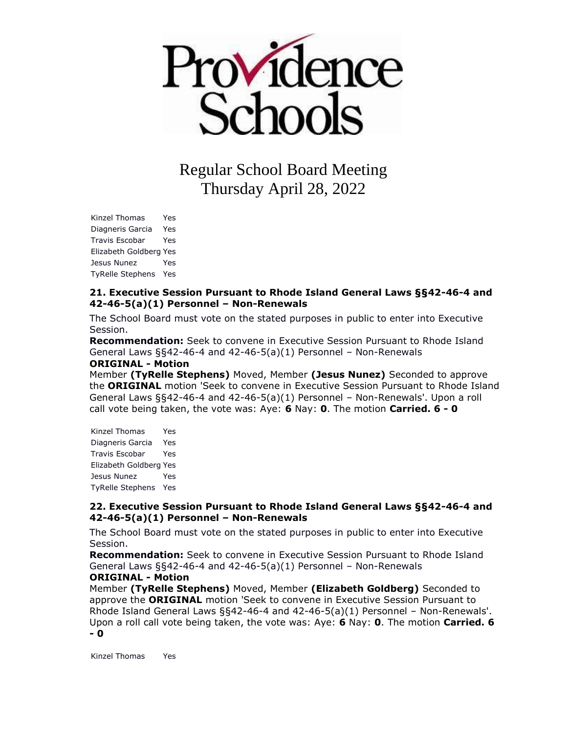Providence Schools

Regular School Board Meeting
Thursday April 28, 2022

| | |
|---|---|
| Kinzel Thomas | Yes |
| Diagneris Garcia | Yes |
| Travis Escobar | Yes |
| Elizabeth Goldberg | Yes |
| Jesus Nunez | Yes |
| TyRelle Stephens | Yes |

### 21. Executive Session Pursuant to Rhode Island General Laws §§42-46-4 and 42-46-5(a)(1) Personnel – Non-Renewals

The School Board must vote on the stated purposes in public to enter into Executive Session.

**Recommendation:** Seek to convene in Executive Session Pursuant to Rhode Island General Laws §§42-46-4 and 42-46-5(a)(1) Personnel – Non-Renewals

**ORIGINAL - Motion**

Member **(TyRelle Stephens)** Moved, Member **(Jesus Nunez)** Seconded to approve the **ORIGINAL** motion 'Seek to convene in Executive Session Pursuant to Rhode Island General Laws §§42-46-4 and 42-46-5(a)(1) Personnel – Non-Renewals'. Upon a roll call vote being taken, the vote was: Aye: **6** Nay: **0**. The motion **Carried. 6 - 0**

| | |
|---|---|
| Kinzel Thomas | Yes |
| Diagneris Garcia | Yes |
| Travis Escobar | Yes |
| Elizabeth Goldberg | Yes |
| Jesus Nunez | Yes |
| TyRelle Stephens | Yes |

### 22. Executive Session Pursuant to Rhode Island General Laws §§42-46-4 and 42-46-5(a)(1) Personnel – Non-Renewals

The School Board must vote on the stated purposes in public to enter into Executive Session.

**Recommendation:** Seek to convene in Executive Session Pursuant to Rhode Island General Laws §§42-46-4 and 42-46-5(a)(1) Personnel – Non-Renewals

**ORIGINAL - Motion**

Member **(TyRelle Stephens)** Moved, Member **(Elizabeth Goldberg)** Seconded to approve the **ORIGINAL** motion 'Seek to convene in Executive Session Pursuant to Rhode Island General Laws §§42-46-4 and 42-46-5(a)(1) Personnel – Non-Renewals'. Upon a roll call vote being taken, the vote was: Aye: **6** Nay: **0**. The motion **Carried. 6 - 0**

| | |
|---|---|
| Kinzel Thomas | Yes |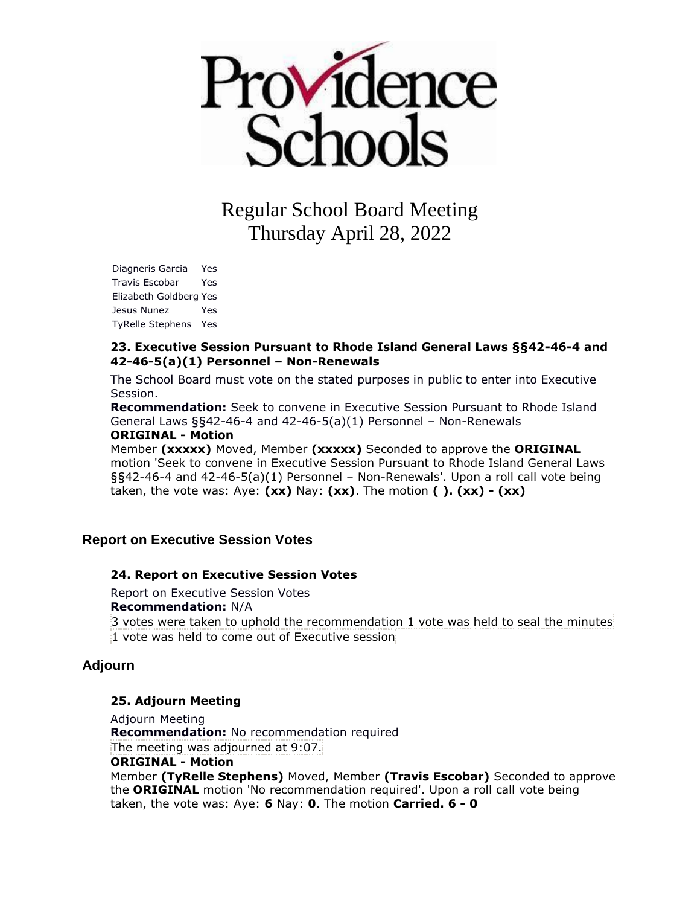# Providence Schools

## Regular School Board Meeting
## Thursday April 28, 2022

Diagneris Garcia Yes
Travis Escobar Yes
Elizabeth Goldberg Yes
Jesus Nunez Yes
TyRelle Stephens Yes

### 23. Executive Session Pursuant to Rhode Island General Laws §§42-46-4 and 42-46-5(a)(1) Personnel – Non-Renewals

The School Board must vote on the stated purposes in public to enter into Executive Session.

**Recommendation:** Seek to convene in Executive Session Pursuant to Rhode Island General Laws §§42-46-4 and 42-46-5(a)(1) Personnel – Non-Renewals

**ORIGINAL - Motion**

Member **(xxxxx)** Moved, Member **(xxxxx)** Seconded to approve the **ORIGINAL** motion 'Seek to convene in Executive Session Pursuant to Rhode Island General Laws §§42-46-4 and 42-46-5(a)(1) Personnel – Non-Renewals'. Upon a roll call vote being taken, the vote was: Aye: **(xx)** Nay: **(xx)**. The motion **( ). (xx) - (xx)**

## Report on Executive Session Votes

### 24. Report on Executive Session Votes

Report on Executive Session Votes

**Recommendation:** N/A

3 votes were taken to uphold the recommendation 1 vote was held to seal the minutes

1 vote was held to come out of Executive session

## Adjourn

### 25. Adjourn Meeting

Adjourn Meeting

**Recommendation:** No recommendation required

The meeting was adjourned at 9:07.

**ORIGINAL - Motion**

Member **(TyRelle Stephens)** Moved, Member **(Travis Escobar)** Seconded to approve the **ORIGINAL** motion 'No recommendation required'. Upon a roll call vote being taken, the vote was: Aye: **6** Nay: **0**. The motion **Carried. 6 - 0**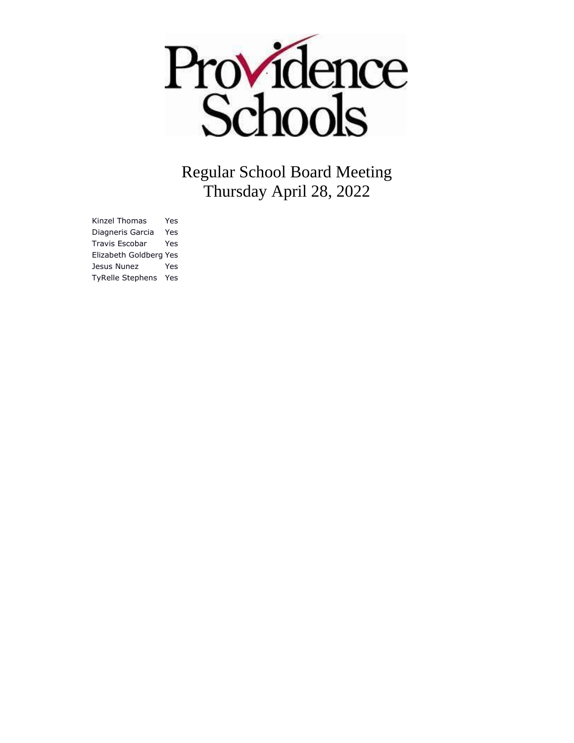Providence Schools

# Regular School Board Meeting
Thursday April 28, 2022

| | |
|---|---|
| Kinzel Thomas | Yes |
| Diagneris Garcia | Yes |
| Travis Escobar | Yes |
| Elizabeth Goldberg | Yes |
| Jesus Nunez | Yes |
| TyRelle Stephens | Yes |